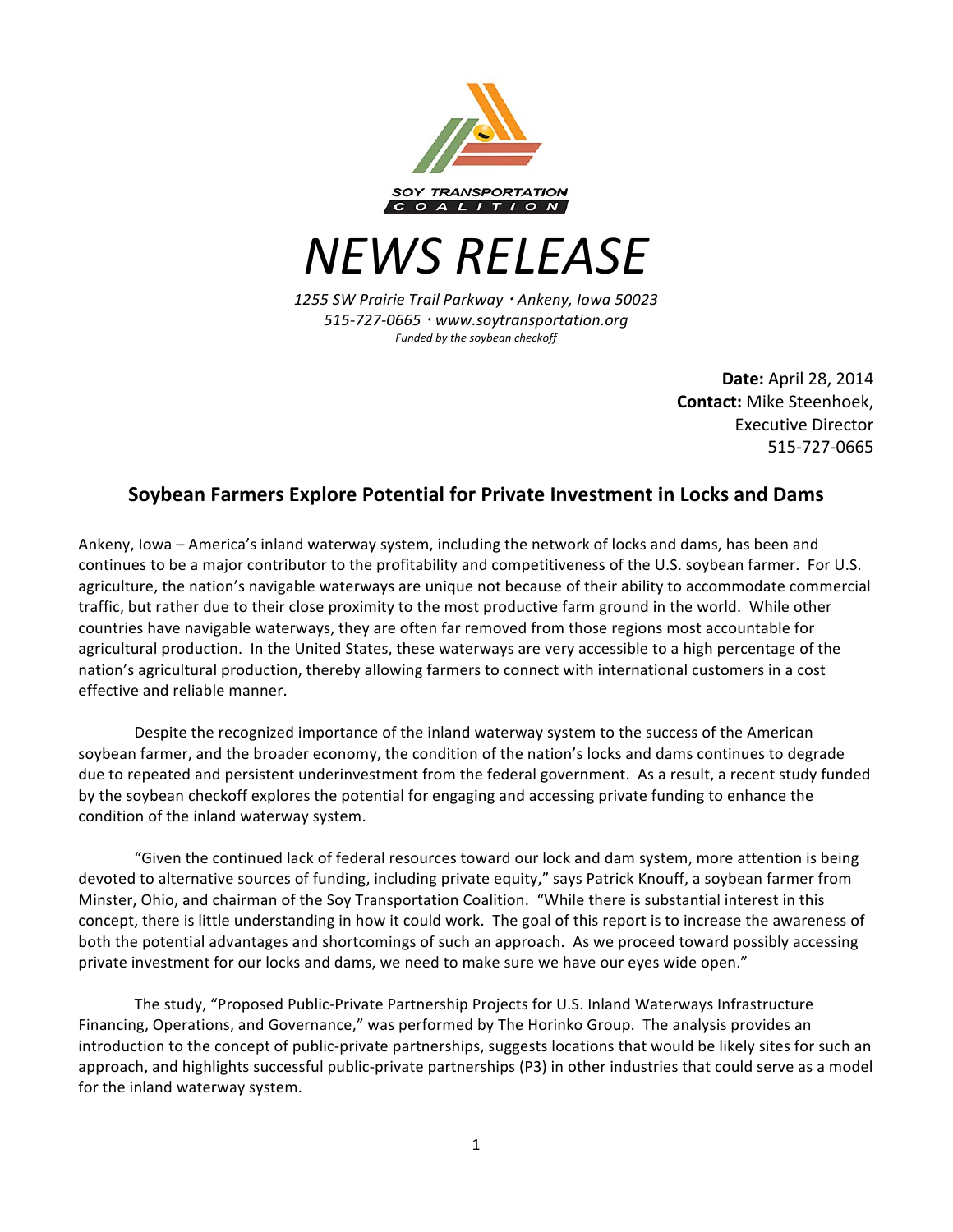SOY TRANSPORTATION COALITION

# NEWS RELEASE

*1255 SW Prairie Trail Parkway · Ankeny, Iowa 50023*
*515-727-0665 · www.soytransportation.org*
*Funded by the soybean checkoff*

**Date:** April 28, 2014
**Contact:** Mike Steenhoek, Executive Director
515-727-0665

## Soybean Farmers Explore Potential for Private Investment in Locks and Dams

Ankeny, Iowa – America's inland waterway system, including the network of locks and dams, has been and continues to be a major contributor to the profitability and competitiveness of the U.S. soybean farmer. For U.S. agriculture, the nation's navigable waterways are unique not because of their ability to accommodate commercial traffic, but rather due to their close proximity to the most productive farm ground in the world. While other countries have navigable waterways, they are often far removed from those regions most accountable for agricultural production. In the United States, these waterways are very accessible to a high percentage of the nation's agricultural production, thereby allowing farmers to connect with international customers in a cost effective and reliable manner.

Despite the recognized importance of the inland waterway system to the success of the American soybean farmer, and the broader economy, the condition of the nation's locks and dams continues to degrade due to repeated and persistent underinvestment from the federal government. As a result, a recent study funded by the soybean checkoff explores the potential for engaging and accessing private funding to enhance the condition of the inland waterway system.

"Given the continued lack of federal resources toward our lock and dam system, more attention is being devoted to alternative sources of funding, including private equity," says Patrick Knouff, a soybean farmer from Minster, Ohio, and chairman of the Soy Transportation Coalition. "While there is substantial interest in this concept, there is little understanding in how it could work. The goal of this report is to increase the awareness of both the potential advantages and shortcomings of such an approach. As we proceed toward possibly accessing private investment for our locks and dams, we need to make sure we have our eyes wide open."

The study, "Proposed Public-Private Partnership Projects for U.S. Inland Waterways Infrastructure Financing, Operations, and Governance," was performed by The Horinko Group. The analysis provides an introduction to the concept of public-private partnerships, suggests locations that would be likely sites for such an approach, and highlights successful public-private partnerships (P3) in other industries that could serve as a model for the inland waterway system.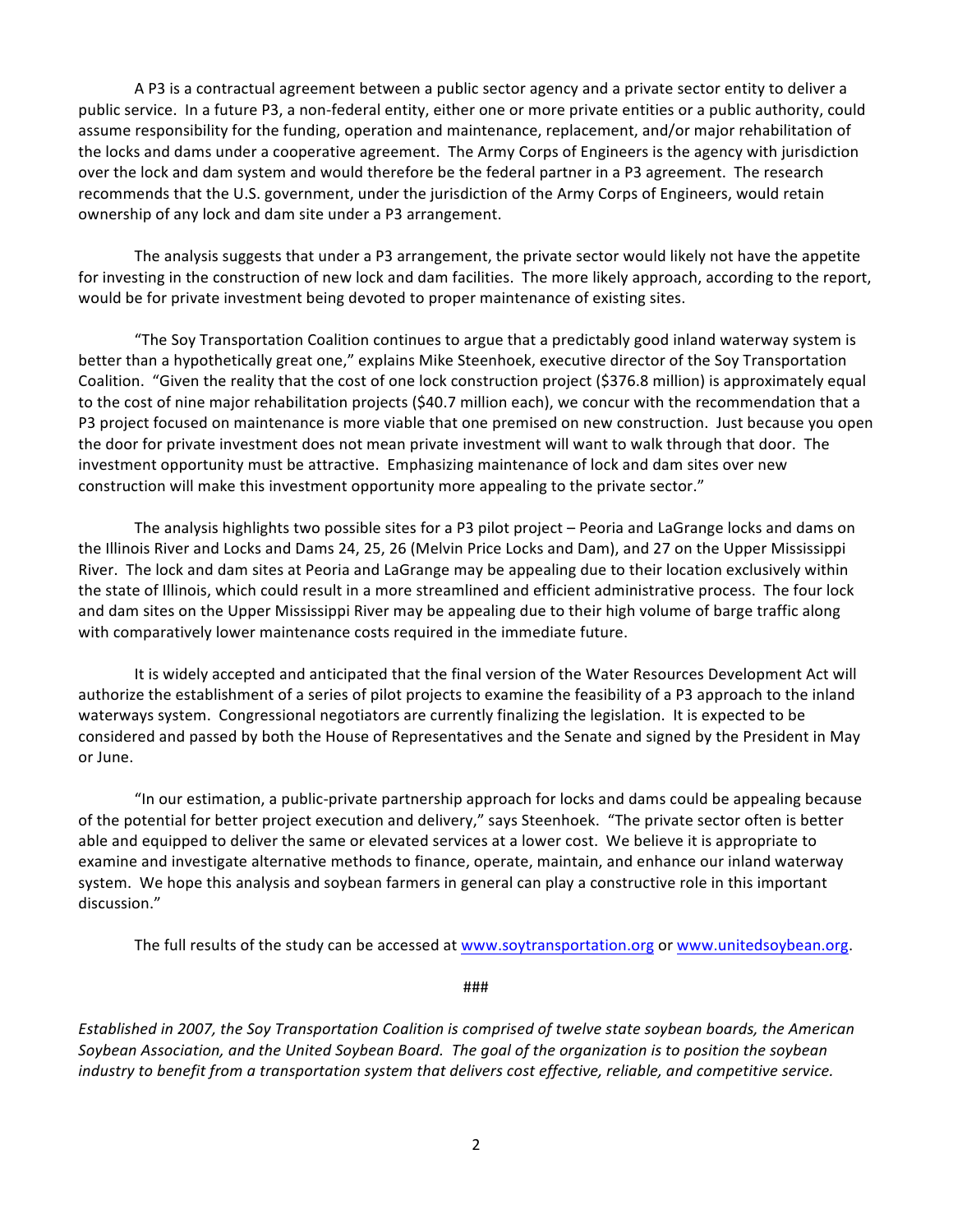A P3 is a contractual agreement between a public sector agency and a private sector entity to deliver a public service. In a future P3, a non-federal entity, either one or more private entities or a public authority, could assume responsibility for the funding, operation and maintenance, replacement, and/or major rehabilitation of the locks and dams under a cooperative agreement. The Army Corps of Engineers is the agency with jurisdiction over the lock and dam system and would therefore be the federal partner in a P3 agreement. The research recommends that the U.S. government, under the jurisdiction of the Army Corps of Engineers, would retain ownership of any lock and dam site under a P3 arrangement.

The analysis suggests that under a P3 arrangement, the private sector would likely not have the appetite for investing in the construction of new lock and dam facilities. The more likely approach, according to the report, would be for private investment being devoted to proper maintenance of existing sites.

"The Soy Transportation Coalition continues to argue that a predictably good inland waterway system is better than a hypothetically great one," explains Mike Steenhoek, executive director of the Soy Transportation Coalition. "Given the reality that the cost of one lock construction project ($376.8 million) is approximately equal to the cost of nine major rehabilitation projects ($40.7 million each), we concur with the recommendation that a P3 project focused on maintenance is more viable that one premised on new construction. Just because you open the door for private investment does not mean private investment will want to walk through that door. The investment opportunity must be attractive. Emphasizing maintenance of lock and dam sites over new construction will make this investment opportunity more appealing to the private sector."

The analysis highlights two possible sites for a P3 pilot project – Peoria and LaGrange locks and dams on the Illinois River and Locks and Dams 24, 25, 26 (Melvin Price Locks and Dam), and 27 on the Upper Mississippi River. The lock and dam sites at Peoria and LaGrange may be appealing due to their location exclusively within the state of Illinois, which could result in a more streamlined and efficient administrative process. The four lock and dam sites on the Upper Mississippi River may be appealing due to their high volume of barge traffic along with comparatively lower maintenance costs required in the immediate future.

It is widely accepted and anticipated that the final version of the Water Resources Development Act will authorize the establishment of a series of pilot projects to examine the feasibility of a P3 approach to the inland waterways system. Congressional negotiators are currently finalizing the legislation. It is expected to be considered and passed by both the House of Representatives and the Senate and signed by the President in May or June.

"In our estimation, a public-private partnership approach for locks and dams could be appealing because of the potential for better project execution and delivery," says Steenhoek. "The private sector often is better able and equipped to deliver the same or elevated services at a lower cost. We believe it is appropriate to examine and investigate alternative methods to finance, operate, maintain, and enhance our inland waterway system. We hope this analysis and soybean farmers in general can play a constructive role in this important discussion."

The full results of the study can be accessed at www.soytransportation.org or www.unitedsoybean.org.

###

*Established in 2007, the Soy Transportation Coalition is comprised of twelve state soybean boards, the American Soybean Association, and the United Soybean Board. The goal of the organization is to position the soybean industry to benefit from a transportation system that delivers cost effective, reliable, and competitive service.*